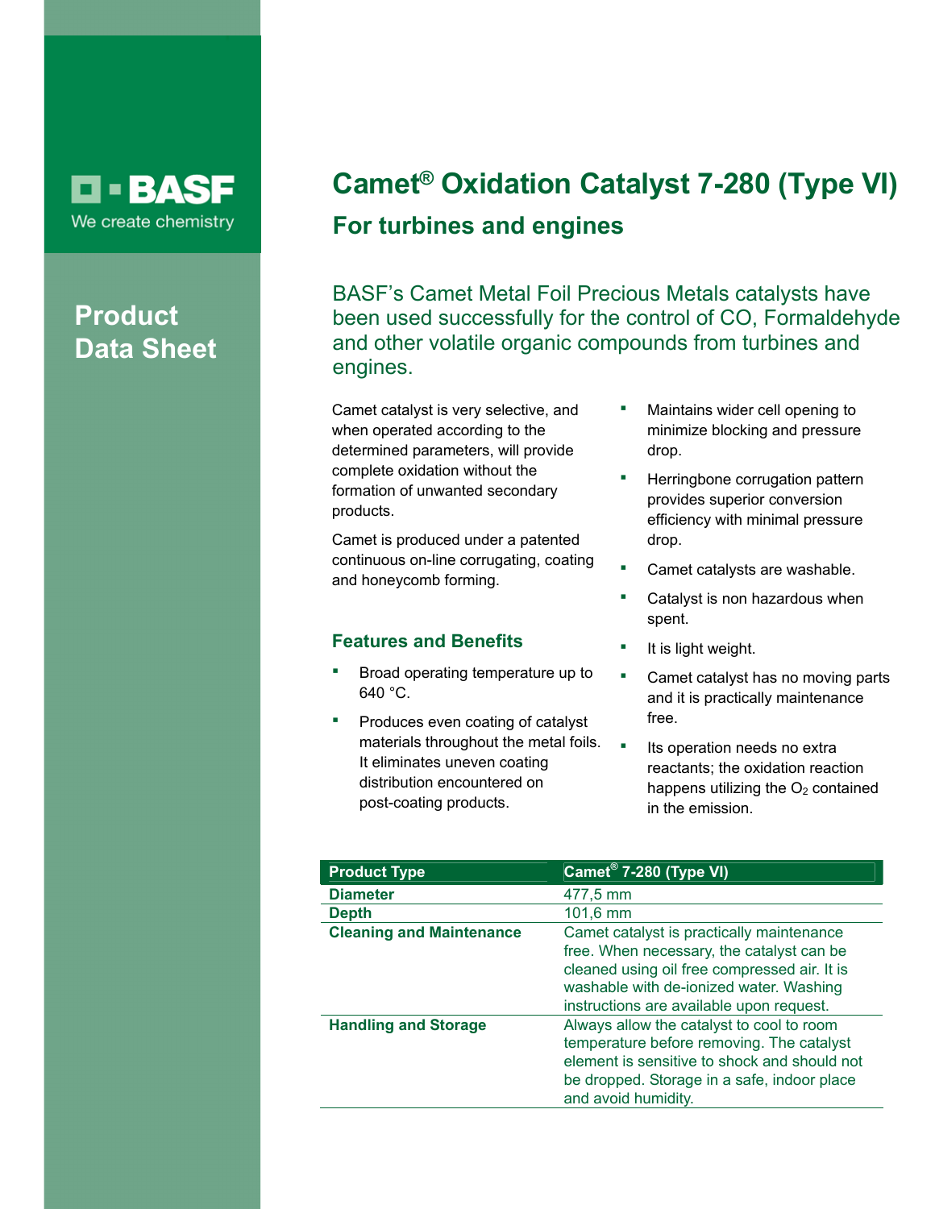BASF
We create chemistry

**Product Data Sheet**

# Camet® Oxidation Catalyst 7-280 (Type VI)

## For turbines and engines

BASF's Camet Metal Foil Precious Metals catalysts have been used successfully for the control of CO, Formaldehyde and other volatile organic compounds from turbines and engines.

Camet catalyst is very selective, and when operated according to the determined parameters, will provide complete oxidation without the formation of unwanted secondary products.

Camet is produced under a patented continuous on-line corrugating, coating and honeycomb forming.

### Features and Benefits

- Broad operating temperature up to 640 °C.
- Produces even coating of catalyst materials throughout the metal foils. It eliminates uneven coating distribution encountered on post-coating products.
- Maintains wider cell opening to minimize blocking and pressure drop.
- Herringbone corrugation pattern provides superior conversion efficiency with minimal pressure drop.
- Camet catalysts are washable.
- Catalyst is non hazardous when spent.
- It is light weight.
- Camet catalyst has no moving parts and it is practically maintenance free.
- Its operation needs no extra reactants; the oxidation reaction happens utilizing the $O_2$ contained in the emission.

| Product Type | Camet® 7-280 (Type VI) |
|---|---|
| **Diameter** | 477,5 mm |
| **Depth** | 101,6 mm |
| **Cleaning and Maintenance** | Camet catalyst is practically maintenance free. When necessary, the catalyst can be cleaned using oil free compressed air. It is washable with de-ionized water. Washing instructions are available upon request. |
| **Handling and Storage** | Always allow the catalyst to cool to room temperature before removing. The catalyst element is sensitive to shock and should not be dropped. Storage in a safe, indoor place and avoid humidity. |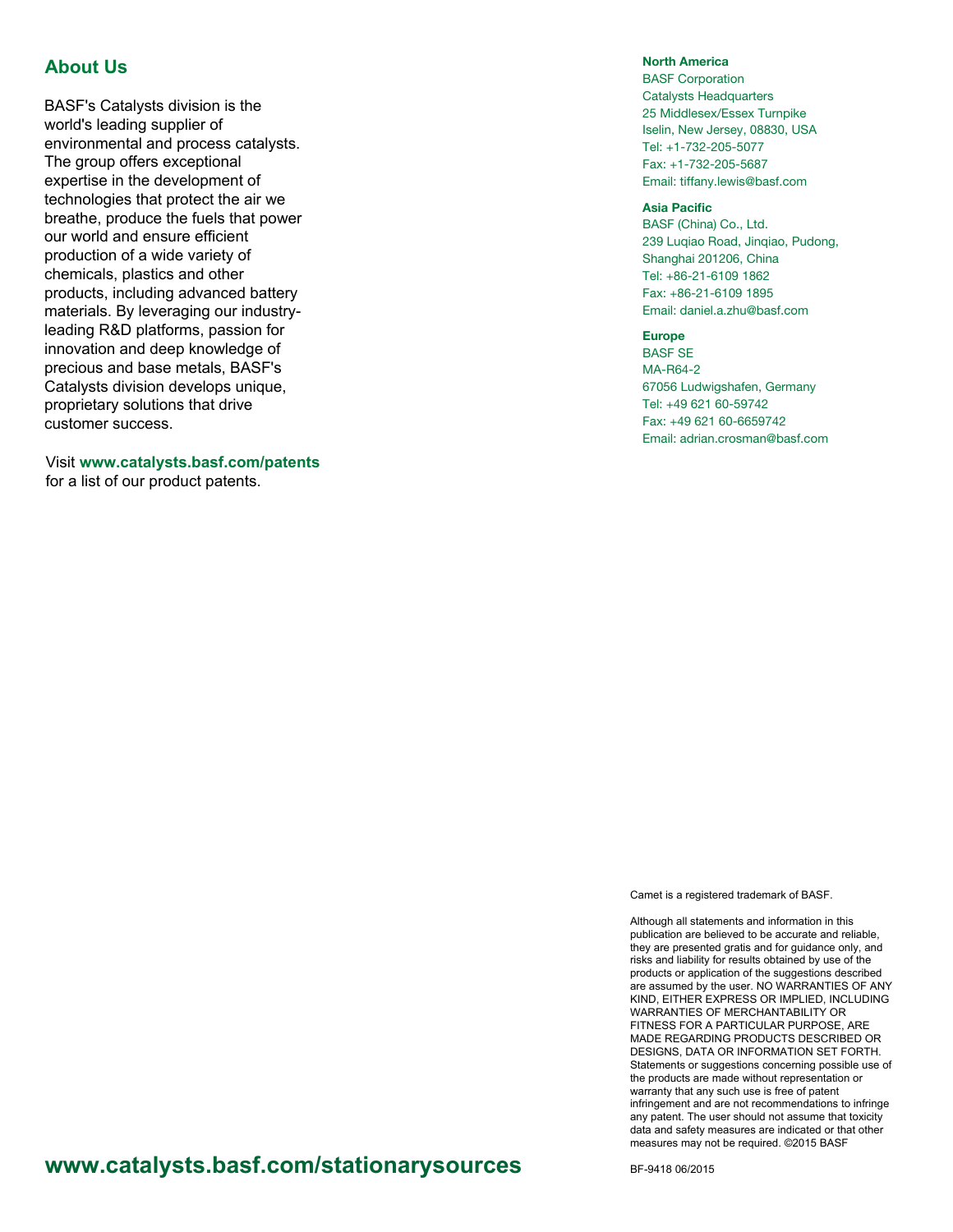## About Us

BASF's Catalysts division is the world's leading supplier of environmental and process catalysts. The group offers exceptional expertise in the development of technologies that protect the air we breathe, produce the fuels that power our world and ensure efficient production of a wide variety of chemicals, plastics and other products, including advanced battery materials. By leveraging our industry-leading R&D platforms, passion for innovation and deep knowledge of precious and base metals, BASF's Catalysts division develops unique, proprietary solutions that drive customer success.

Visit **www.catalysts.basf.com/patents** for a list of our product patents.

**North America**
BASF Corporation
Catalysts Headquarters
25 Middlesex/Essex Turnpike
Iselin, New Jersey, 08830, USA
Tel: +1-732-205-5077
Fax: +1-732-205-5687
Email: tiffany.lewis@basf.com

**Asia Pacific**
BASF (China) Co., Ltd.
239 Luqiao Road, Jinqiao, Pudong,
Shanghai 201206, China
Tel: +86-21-6109 1862
Fax: +86-21-6109 1895
Email: daniel.a.zhu@basf.com

**Europe**
BASF SE
MA-R64-2
67056 Ludwigshafen, Germany
Tel: +49 621 60-59742
Fax: +49 621 60-6659742
Email: adrian.crosman@basf.com

Camet is a registered trademark of BASF.

Although all statements and information in this publication are believed to be accurate and reliable, they are presented gratis and for guidance only, and risks and liability for results obtained by use of the products or application of the suggestions described are assumed by the user. NO WARRANTIES OF ANY KIND, EITHER EXPRESS OR IMPLIED, INCLUDING WARRANTIES OF MERCHANTABILITY OR FITNESS FOR A PARTICULAR PURPOSE, ARE MADE REGARDING PRODUCTS DESCRIBED OR DESIGNS, DATA OR INFORMATION SET FORTH. Statements or suggestions concerning possible use of the products are made without representation or warranty that any such use is free of patent infringement and are not recommendations to infringe any patent. The user should not assume that toxicity data and safety measures are indicated or that other measures may not be required. ©2015 BASF

**www.catalysts.basf.com/stationarysources**

BF-9418 06/2015